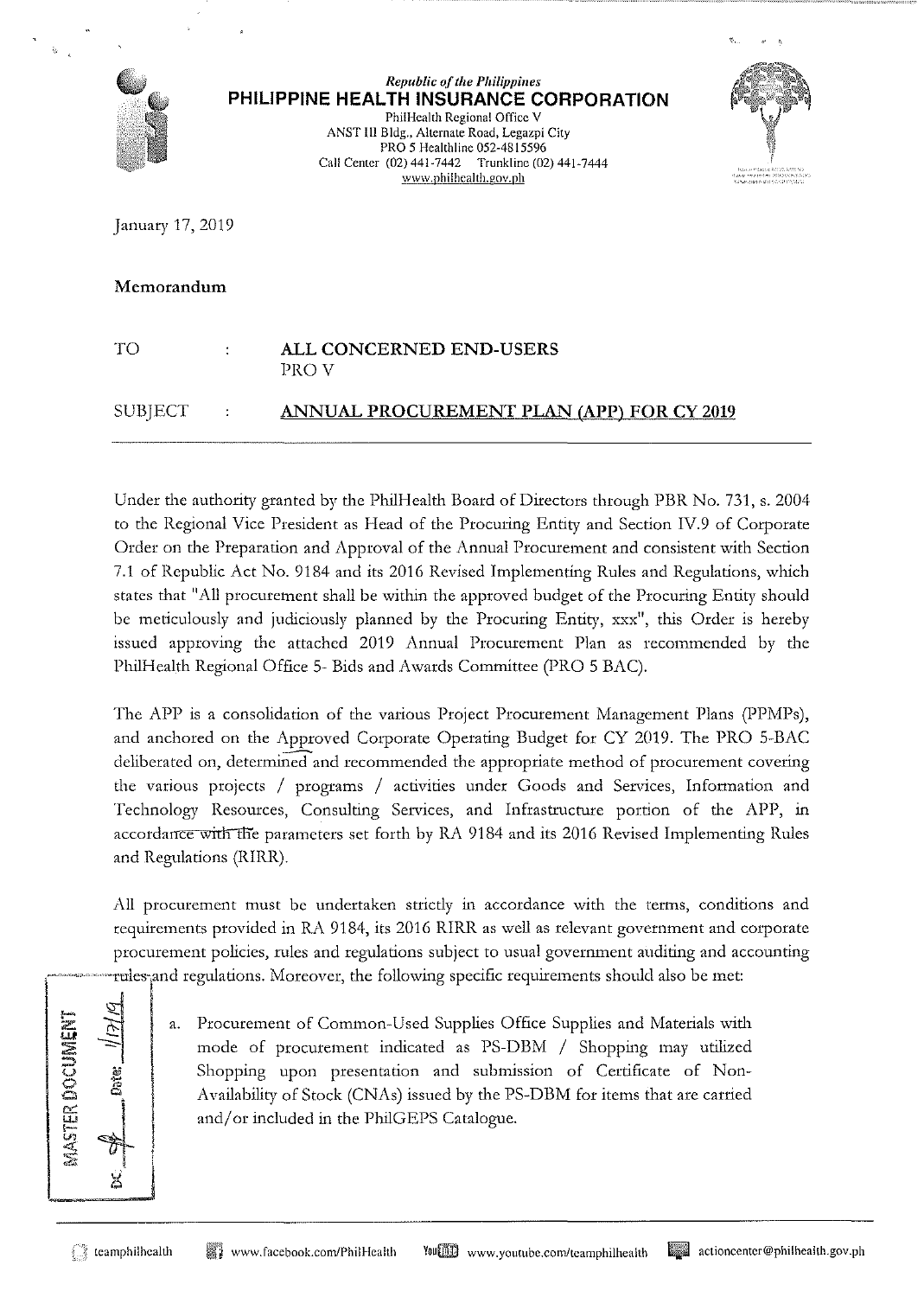*Republic of the Philippines*
**PHILIPPINE HEALTH INSURANCE CORPORATION**
PhilHealth Regional Office V
ANST III Bldg., Alternate Road, Legazpi City
PRO 5 Healthline 052-4815596
Call Center (02) 441-7442 Trunkline (02) 441-7444
www.philhealth.gov.ph

January 17, 2019

**Memorandum**

| | | |
|---|---|---|
| TO | : | **ALL CONCERNED END-USERS** PRO V |
| SUBJECT | : | **ANNUAL PROCUREMENT PLAN (APP) FOR CY 2019** |

Under the authority granted by the PhilHealth Board of Directors through PBR No. 731, s. 2004 to the Regional Vice President as Head of the Procuring Entity and Section IV.9 of Corporate Order on the Preparation and Approval of the Annual Procurement and consistent with Section 7.1 of Republic Act No. 9184 and its 2016 Revised Implementing Rules and Regulations, which states that "All procurement shall be within the approved budget of the Procuring Entity should be meticulously and judiciously planned by the Procuring Entity, xxx", this Order is hereby issued approving the attached 2019 Annual Procurement Plan as recommended by the PhilHealth Regional Office 5- Bids and Awards Committee (PRO 5 BAC).

The APP is a consolidation of the various Project Procurement Management Plans (PPMPs), and anchored on the Approved Corporate Operating Budget for CY 2019. The PRO 5-BAC deliberated on, determined and recommended the appropriate method of procurement covering the various projects / programs / activities under Goods and Services, Information and Technology Resources, Consulting Services, and Infrastructure portion of the APP, in accordance with the parameters set forth by RA 9184 and its 2016 Revised Implementing Rules and Regulations (RIRR).

All procurement must be undertaken strictly in accordance with the terms, conditions and requirements provided in RA 9184, its 2016 RIRR as well as relevant government and corporate procurement policies, rules and regulations subject to usual government auditing and accounting rules and regulations. Moreover, the following specific requirements should also be met:

a. Procurement of Common-Used Supplies Office Supplies and Materials with mode of procurement indicated as PS-DBM / Shopping may utilized Shopping upon presentation and submission of Certificate of Non-Availability of Stock (CNAs) issued by the PS-DBM for items that are carried and/or included in the PhilGEPS Catalogue.

MASTER DOCUMENT
DC: _____ Date: 1/17/19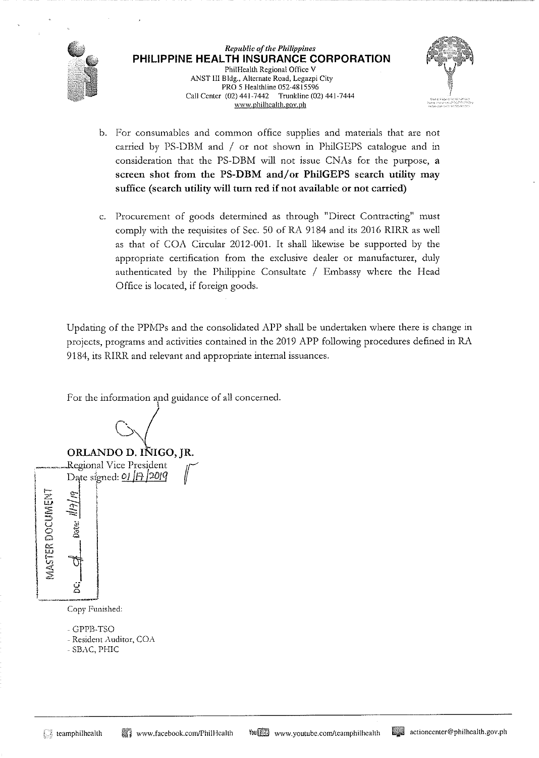b. For consumables and common office supplies and materials that are not carried by PS-DBM and / or not shown in PhilGEPS catalogue and in consideration that the PS-DBM will not issue CNAs for the purpose, **a screen shot from the PS-DBM and/or PhilGEPS search utility may suffice (search utility will turn red if not available or not carried)**

c. Procurement of goods determined as through "Direct Contracting" must comply with the requisites of Sec. 50 of RA 9184 and its 2016 RIRR as well as that of COA Circular 2012-001. It shall likewise be supported by the appropriate certification from the exclusive dealer or manufacturer, duly authenticated by the Philippine Consultate / Embassy where the Head Office is located, if foreign goods.

Updating of the PPMPs and the consolidated APP shall be undertaken where there is change in projects, programs and activities contained in the 2019 APP following procedures defined in RA 9184, its RIRR and relevant and appropriate internal issuances.

For the information and guidance of all concerned.

**ORLANDO D. IÑIGO, JR.**
Regional Vice President
Date signed: 01/17/2019

MASTER DOCUMENT
DC: 4 Date: 1/17/19

Copy Funished:

- GPPB-TSO
- Resident Auditor, COA
- SBAC, PHIC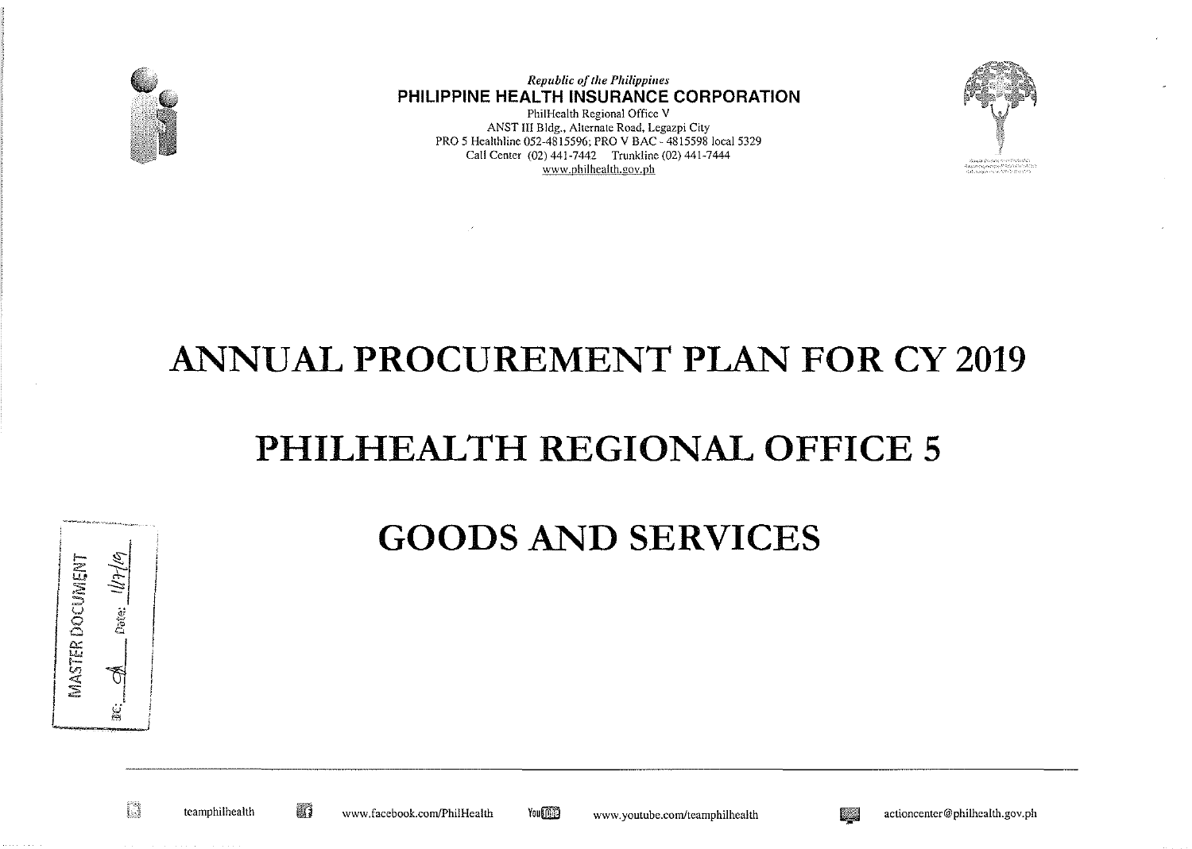*Republic of the Philippines*
**PHILIPPINE HEALTH INSURANCE CORPORATION**
PhilHealth Regional Office V
ANST III Bldg., Alternate Road, Legazpi City
PRO 5 Healthline 052-4815596; PRO V BAC - 4815598 local 5329
Call Center (02) 441-7442 Trunkline (02) 441-7444
www.philhealth.gov.ph

# ANNUAL PROCUREMENT PLAN FOR CY 2019

# PHILHEALTH REGIONAL OFFICE 5

# GOODS AND SERVICES

MASTER DOCUMENT
DC: ___ Date: 1/7/19

teamphilhealth www.facebook.com/PhilHealth www.youtube.com/teamphilhealth actioncenter@philhealth.gov.ph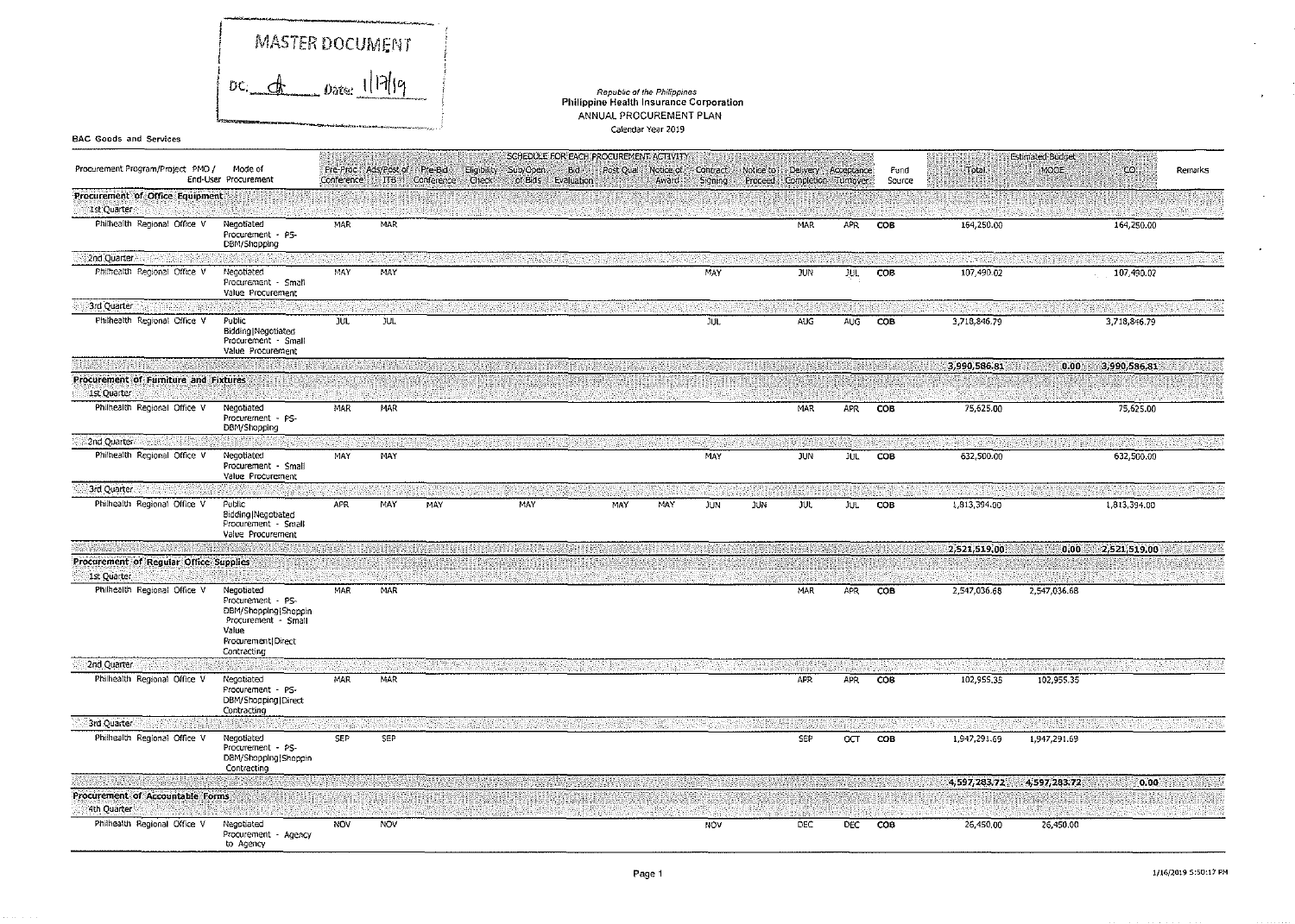MASTER DOCUMENT

DC. ___ Date: 1/17/19

*Republic of the Philippines*
**Philippine Health Insurance Corporation**
ANNUAL PROCUREMENT PLAN
Calendar Year 2019

**BAC Goods and Services**

| Procurement Program/Project PMO / End-User | Mode of Procurement | SCHEDULE FOR EACH PROCUREMENT ACTIVITY | | | | | | | | | | | | | Fund Source | Estimated Budget | | | Remarks |
|---|---|---|---|---|---|---|---|---|---|---|---|---|---|---|---|---|---|---|---|
| | | Pre-Proc Conference | Ads/Post of ITB | Pre-Bid Conference | Eligibility Check | Sub/Open of Bids | Bid Evaluation | Post Qual | Notice of Award | Contract Signing | Notice to Proceed | Delivery Completion | Acceptance Turnover | | | Total | MOOE | CO | |
| **Procurement of Office Equipment** | | | | | | | | | | | | | | | | | | | |
| 1st Quarter | | | | | | | | | | | | | | | | | | | |
| Philhealth Regional Office V | Negotiated Procurement - PS-DBM/Shopping | MAR | MAR | | | | | | | | | MAR | APR | COB | | 164,250.00 | | 164,250.00 | |
| 2nd Quarter | | | | | | | | | | | | | | | | | | | |
| Philhealth Regional Office V | Negotiated Procurement - Small Value Procurement | MAY | MAY | | | | | | | MAY | | JUN | JUL | COB | | 107,490.02 | | 107,490.02 | |
| 3rd Quarter | | | | | | | | | | | | | | | | | | | |
| Philhealth Regional Office V | Public Bidding\|Negotiated Procurement - Small Value Procurement | JUL | JUL | | | | | | | JUL | | AUG | AUG | COB | | 3,718,846.79 | | 3,718,846.79 | |
| | | | | | | | | | | | | | | | | **3,990,586.81** | **0.00** | **3,990,586.81** | |
| **Procurement of Furniture and Fixtures** | | | | | | | | | | | | | | | | | | | |
| 1st Quarter | | | | | | | | | | | | | | | | | | | |
| Philhealth Regional Office V | Negotiated Procurement - PS-DBM/Shopping | MAR | MAR | | | | | | | | | MAR | APR | COB | | 75,625.00 | | 75,625.00 | |
| 2nd Quarter | | | | | | | | | | | | | | | | | | | |
| Philhealth Regional Office V | Negotiated Procurement - Small Value Procurement | MAY | MAY | | | | | | | MAY | | JUN | JUL | COB | | 632,500.00 | | 632,500.00 | |
| 3rd Quarter | | | | | | | | | | | | | | | | | | | |
| Philhealth Regional Office V | Public Bidding\|Negotiated Procurement - Small Value Procurement | APR | MAY | MAY | | MAY | | MAY | MAY | JUN | JUN | JUL | JUL | COB | | 1,813,394.00 | | 1,813,394.00 | |
| | | | | | | | | | | | | | | | | **2,521,519.00** | **0.00** | **2,521,519.00** | |
| **Procurement of Regular Office Supplies** | | | | | | | | | | | | | | | | | | | |
| 1st Quarter | | | | | | | | | | | | | | | | | | | |
| Philhealth Regional Office V | Negotiated Procurement - PS-DBM/Shopping\|Shoppin Procurement - Small Value Procurement\|Direct Contracting | MAR | MAR | | | | | | | | | MAR | APR | COB | | 2,547,036.68 | 2,547,036.68 | | |
| 2nd Quarter | | | | | | | | | | | | | | | | | | | |
| Philhealth Regional Office V | Negotiated Procurement - PS-DBM/Shopping\|Direct Contracting | MAR | MAR | | | | | | | | | APR | APR | COB | | 102,955.35 | 102,955.35 | | |
| 3rd Quarter | | | | | | | | | | | | | | | | | | | |
| Philhealth Regional Office V | Negotiated Procurement - PS-DBM/Shopping\|Shoppin Contracting | SEP | SEP | | | | | | | | | SEP | OCT | COB | | 1,947,291.69 | 1,947,291.69 | | |
| | | | | | | | | | | | | | | | | **4,597,283.72** | **4,597,283.72** | **0.00** | |
| **Procurement of Accountable Forms** | | | | | | | | | | | | | | | | | | | |
| 4th Quarter | | | | | | | | | | | | | | | | | | | |
| Philhealth Regional Office V | Negotiated Procurement - Agency to Agency | NOV | NOV | | | | | | | NOV | | DEC | DEC | COB | | 26,450.00 | 26,450.00 | | |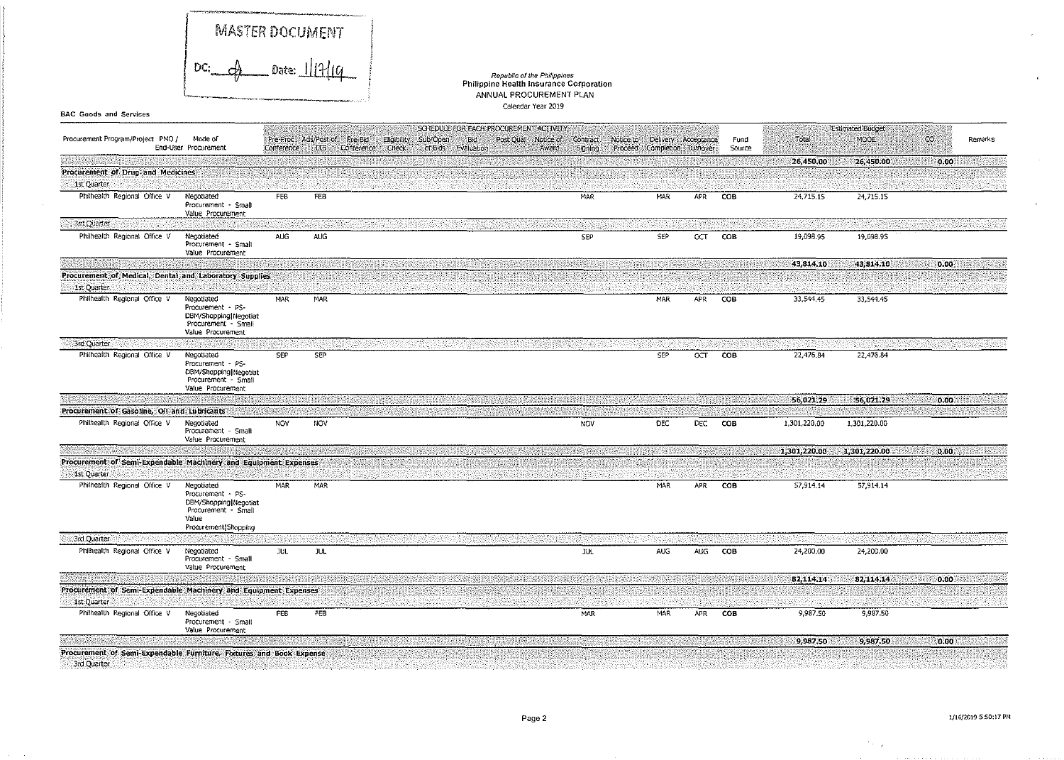MASTER DOCUMENT

DC: [signature] Date: 1/17/19

*Republic of the Philippines*
**Philippine Health Insurance Corporation**
ANNUAL PROCUREMENT PLAN
Calendar Year 2019

**BAC Goods and Services**

| Procurement Program/Project PMO / End-User | Mode of Procurement | Pre-Proc Conference | Ads/Post of IAEB | Pre-Bid Conference | Eligibility Check | Sub/Open of Bids | Bid Evaluation | Post Qual | Notice of Award | Contract Signing | Notice to Proceed | Delivery Completion | Acceptance Turnover | Fund Source | Total | MOOE | CO | Remarks |
|---|---|---|---|---|---|---|---|---|---|---|---|---|---|---|---|---|---|---|
| | | | | | | | | | | | | | | | 26,450.00 | 26,450.00 | 0.00 | |
| **Procurement of Drug and Medicines** | | | | | | | | | | | | | | | | | | |
| 1st Quarter | | | | | | | | | | | | | | | | | | |
| Philhealth Regional Office V | Negotiated Procurement - Small Value Procurement | FEB | FEB | | | | | | | MAR | | MAR | APR | COB | 24,715.15 | 24,715.15 | | |
| 3rd Quarter | | | | | | | | | | | | | | | | | | |
| Philhealth Regional Office V | Negotiated Procurement - Small Value Procurement | AUG | AUG | | | | | | | SEP | | SEP | OCT | COB | 19,098.95 | 19,098.95 | | |
| | | | | | | | | | | | | | | | 43,814.10 | 43,814.10 | 0.00 | |
| **Procurement of Medical, Dental and Laboratory Supplies** | | | | | | | | | | | | | | | | | | |
| 1st Quarter | | | | | | | | | | | | | | | | | | |
| Philhealth Regional Office V | Negotiated Procurement - PS-DBM/Shopping\|Negotiat Procurement - Small Value Procurement | MAR | MAR | | | | | | | | | MAR | APR | COB | 33,544.45 | 33,544.45 | | |
| 3rd Quarter | | | | | | | | | | | | | | | | | | |
| Philhealth Regional Office V | Negotiated Procurement - PS-DBM/Shopping\|Negotiat Procurement - Small Value Procurement | SEP | SEP | | | | | | | | | SEP | OCT | COB | 22,476.84 | 22,476.84 | | |
| | | | | | | | | | | | | | | | 56,021.29 | 56,021.29 | 0.00 | |
| **Procurement of Gasoline, Oil and Lubricants** | | | | | | | | | | | | | | | | | | |
| Philhealth Regional Office V | Negotiated Procurement - Small Value Procurement | NOV | NOV | | | | | | | NOV | | DEC | DEC | COB | 1,301,220.00 | 1,301,220.00 | | |
| | | | | | | | | | | | | | | | 1,301,220.00 | 1,301,220.00 | 0.00 | |
| **Procurement of Semi-Expendable Machinery and Equipment Expenses** | | | | | | | | | | | | | | | | | | |
| 1st Quarter | | | | | | | | | | | | | | | | | | |
| Philhealth Regional Office V | Negotiated Procurement - PS-DBM/Shopping\|Negotiat Procurement - Small Value Procurement\|Shopping | MAR | MAR | | | | | | | | | MAR | APR | COB | 57,914.14 | 57,914.14 | | |
| 3rd Quarter | | | | | | | | | | | | | | | | | | |
| Philhealth Regional Office V | Negotiated Procurement - Small Value Procurement | JUL | JUL | | | | | | | JUL | | AUG | AUG | COB | 24,200.00 | 24,200.00 | | |
| | | | | | | | | | | | | | | | 82,114.14 | 82,114.14 | 0.00 | |
| **Procurement of Semi-Expendable Machinery and Equipment Expenses** | | | | | | | | | | | | | | | | | | |
| 1st Quarter | | | | | | | | | | | | | | | | | | |
| Philhealth Regional Office V | Negotiated Procurement - Small Value Procurement | FEB | FEB | | | | | | | MAR | | MAR | APR | COB | 9,987.50 | 9,987.50 | | |
| | | | | | | | | | | | | | | | 9,987.50 | 9,987.50 | 0.00 | |
| **Procurement of Semi-Expendable Furniture, Fixtures and Book Expense** | | | | | | | | | | | | | | | | | | |
| 3rd Quarter | | | | | | | | | | | | | | | | | | |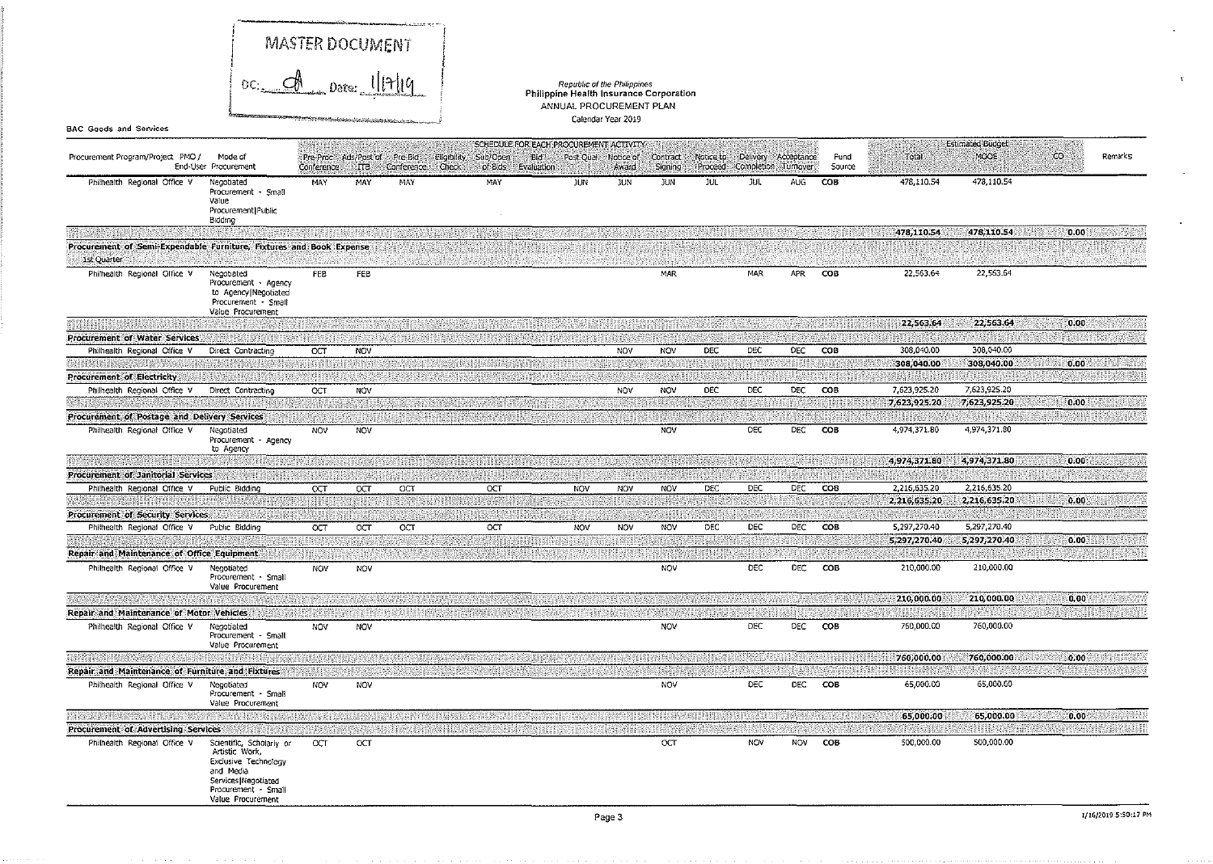MASTER DOCUMENT

DC: [signature] Date: 1/17/19

Republic of the Philippines
**Philippine Health Insurance Corporation**
ANNUAL PROCUREMENT PLAN
Calendar Year 2019

BAC Goods and Services

| Procurement Program/Project | PMO / End-User | Mode of Procurement | Pre-Proc Conference | Ads/Post of ITB | Pre-Bid Conference | Eligibility Check | Sub/Open of Bids | Bid Evaluation | Post Qual | Notice of Award | Contract Signing | Notice to Proceed | Delivery Completion | Acceptance Turnover | Fund Source | Total | MOOE | CO | Remarks |
|---|---|---|---|---|---|---|---|---|---|---|---|---|---|---|---|---|---|---|---|
| | | | SCHEDULE FOR EACH PROCUREMENT ACTIVITY | | | | | | | | | | | | | Estimated Budget | | | |
| | Philhealth Regional Office V | Negotiated Procurement - Small Value Procurement\|Public Bidding | MAY | MAY | MAY | | MAY | | JUN | JUN | JUN | JUL | JUL | AUG | COB | 478,110.54 | 478,110.54 | | |
| | | | | | | | | | | | | | | | | 478,110.54 | 478,110.54 | 0.00 | |
| **Procurement of Semi-Expendable Furniture, Fixtures and Book Expense** | | | | | | | | | | | | | | | | | | | |
| 1st Quarter | | | | | | | | | | | | | | | | | | | |
| | Philhealth Regional Office V | Negotiated Procurement - Agency to Agency\|Negotiated Procurement - Small Value Procurement | FEB | FEB | | | | | | | MAR | | MAR | APR | COB | 22,563.64 | 22,563.64 | | |
| | | | | | | | | | | | | | | | | 22,563.64 | 22,563.64 | 0.00 | |
| **Procurement of Water Services** | | | | | | | | | | | | | | | | | | | |
| | Philhealth Regional Office V | Direct Contracting | OCT | NOV | | | | | | NOV | NOV | DEC | DEC | DEC | COB | 308,040.00 | 308,040.00 | | |
| | | | | | | | | | | | | | | | | 308,040.00 | 308,040.00 | 0.00 | |
| **Procurement of Electricity** | | | | | | | | | | | | | | | | | | | |
| | Philhealth Regional Office V | Direct Contracting | OCT | NOV | | | | | | NOV | NOV | DEC | DEC | DEC | COB | 7,623,925.20 | 7,623,925.20 | | |
| | | | | | | | | | | | | | | | | 7,623,925.20 | 7,623,925.20 | 0.00 | |
| **Procurement of Postage and Delivery Services** | | | | | | | | | | | | | | | | | | | |
| | Philhealth Regional Office V | Negotiated Procurement - Agency to Agency | NOV | NOV | | | | | | | NOV | | DEC | DEC | COB | 4,974,371.80 | 4,974,371.80 | | |
| | | | | | | | | | | | | | | | | 4,974,371.80 | 4,974,371.80 | 0.00 | |
| **Procurement of Janitorial Services** | | | | | | | | | | | | | | | | | | | |
| | Philhealth Regional Office V | Public Bidding | OCT | OCT | OCT | | OCT | | NOV | NOV | NOV | DEC | DEC | DEC | COB | 2,216,635.20 | 2,216,635.20 | | |
| | | | | | | | | | | | | | | | | 2,216,635.20 | 2,216,635.20 | 0.00 | |
| **Procurement of Security Services** | | | | | | | | | | | | | | | | | | | |
| | Philhealth Regional Office V | Public Bidding | OCT | OCT | OCT | | OCT | | NOV | NOV | NOV | DEC | DEC | DEC | COB | 5,297,270.40 | 5,297,270.40 | | |
| | | | | | | | | | | | | | | | | 5,297,270.40 | 5,297,270.40 | 0.00 | |
| **Repair and Maintenance of Office Equipment** | | | | | | | | | | | | | | | | | | | |
| | Philhealth Regional Office V | Negotiated Procurement - Small Value Procurement | NOV | NOV | | | | | | | NOV | | DEC | DEC | COB | 210,000.00 | 210,000.00 | | |
| | | | | | | | | | | | | | | | | 210,000.00 | 210,000.00 | 0.00 | |
| **Repair and Maintenance of Motor Vehicles** | | | | | | | | | | | | | | | | | | | |
| | Philhealth Regional Office V | Negotiated Procurement - Small Value Procurement | NOV | NOV | | | | | | | NOV | | DEC | DEC | COB | 760,000.00 | 760,000.00 | | |
| | | | | | | | | | | | | | | | | 760,000.00 | 760,000.00 | 0.00 | |
| **Repair and Maintenance of Furniture and Fixtures** | | | | | | | | | | | | | | | | | | | |
| | Philhealth Regional Office V | Negotiated Procurement - Small Value Procurement | NOV | NOV | | | | | | | NOV | | DEC | DEC | COB | 65,000.00 | 65,000.00 | | |
| | | | | | | | | | | | | | | | | 65,000.00 | 65,000.00 | 0.00 | |
| **Procurement of Advertising Services** | | | | | | | | | | | | | | | | | | | |
| | Philhealth Regional Office V | Scientific, Scholarly or Artistic Work, Exclusive Technology and Media Services\|Negotiated Procurement - Small Value Procurement | OCT | OCT | | | | | | | OCT | | NOV | NOV | COB | 500,000.00 | 500,000.00 | | |

1/16/2019 5:50:17 PM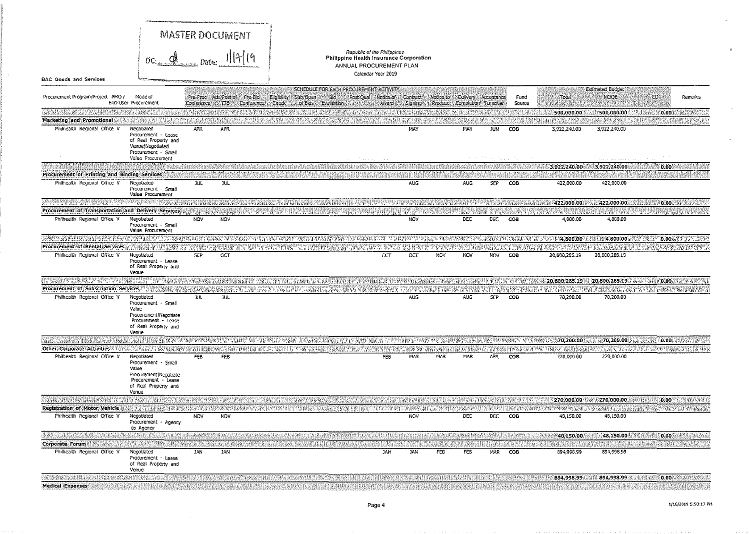MASTER DOCUMENT

DC: _ Date: 1/17/19

*Republic of the Philippines*

**Philippine Health Insurance Corporation**

ANNUAL PROCUREMENT PLAN

Calendar Year 2019

BAC Goods and Services

| Procurement Program/Project PMO / End-User | Mode of Procurement | Pre-Proc Conference | Ads/Post of ITB | Pre-Bid Conference | Eligibility Check | Sub/Open of Bids | Bid Evaluation | Post Qual | Notice of Award | Contract Signing | Notice to Proceed | Delivery Completion | Acceptance Turnover | Fund Source | Total | MOOE | CO | Remarks |
|---|---|---|---|---|---|---|---|---|---|---|---|---|---|---|---|---|---|---|
| | | | | | | | | | | | | | | | 500,000.00 | 500,000.00 | 0.00 | |
| **Marketing and Promotional** | | | | | | | | | | | | | | | | | | |
| Philhealth Regional Office V | Negotiated Procurement - Lease of Real Property and Venue\|Negotiated Procurement - Small Value Procurement | APR | APR | | | | | | | MAY | | MAY | JUN | COB | 3,922,240.00 | 3,922,240.00 | | |
| | | | | | | | | | | | | | | | 3,922,240.00 | 3,922,240.00 | 0.00 | |
| **Procurement of Printing and Binding Services** | | | | | | | | | | | | | | | | | | |
| Philhealth Regional Office V | Negotiated Procurement - Small Value Procurement | JUL | JUL | | | | | | | AUG | | AUG | SEP | COB | 422,000.00 | 422,000.00 | | |
| | | | | | | | | | | | | | | | 422,000.00 | 422,000.00 | 0.00 | |
| **Procurement of Transportation and Delivery Services** | | | | | | | | | | | | | | | | | | |
| Philhealth Regional Office V | Negotiated Procurement - Small Value Procurement | NOV | NOV | | | | | | | NOV | | DEC | DEC | COB | 4,800.00 | 4,800.00 | | |
| | | | | | | | | | | | | | | | 4,800.00 | 4,800.00 | 0.00 | |
| **Procurement of Rental Services** | | | | | | | | | | | | | | | | | | |
| Philhealth Regional Office V | Negotiated Procurement - Lease of Real Property and Venue | SEP | OCT | | | | | | OCT | OCT | NOV | NOV | NOV | COB | 20,800,285.19 | 20,800,285.19 | | |
| | | | | | | | | | | | | | | | 20,800,285.19 | 20,800,285.19 | 0.00 | |
| **Procurement of Subscription Services** | | | | | | | | | | | | | | | | | | |
| Philhealth Regional Office V | Negotiated Procurement - Small Value Procurement\|Negotiated Procurement - Lease of Real Property and Venue | JUL | JUL | | | | | | | AUG | | AUG | SEP | COB | 70,200.00 | 70,200.00 | | |
| | | | | | | | | | | | | | | | 70,200.00 | 70,200.00 | 0.00 | |
| **Other Corporate Activities** | | | | | | | | | | | | | | | | | | |
| Philhealth Regional Office V | Negotiated Procurement - Small Value Procurement\|Negotiated Procurement - Lease of Real Property and Venue | FEB | FEB | | | | | | FEB | MAR | MAR | MAR | APR | COB | 270,000.00 | 270,000.00 | | |
| | | | | | | | | | | | | | | | 270,000.00 | 270,000.00 | 0.00 | |
| **Registration of Motor Vehicle** | | | | | | | | | | | | | | | | | | |
| Philhealth Regional Office V | Negotiated Procurement - Agency to Agency | NOV | NOV | | | | | | | NOV | | DEC | DEC | COB | 48,150.00 | 48,150.00 | | |
| | | | | | | | | | | | | | | | 48,150.00 | 48,150.00 | 0.00 | |
| **Corporate Forum** | | | | | | | | | | | | | | | | | | |
| Philhealth Regional Office V | Negotiated Procurement - Lease of Real Property and Venue | JAN | JAN | | | | | | JAN | JAN | FEB | FEB | MAR | COB | 894,998.99 | 894,998.99 | | |
| | | | | | | | | | | | | | | | 894,998.99 | 894,998.99 | 0.00 | |
| **Medical Expenses** | | | | | | | | | | | | | | | | | | |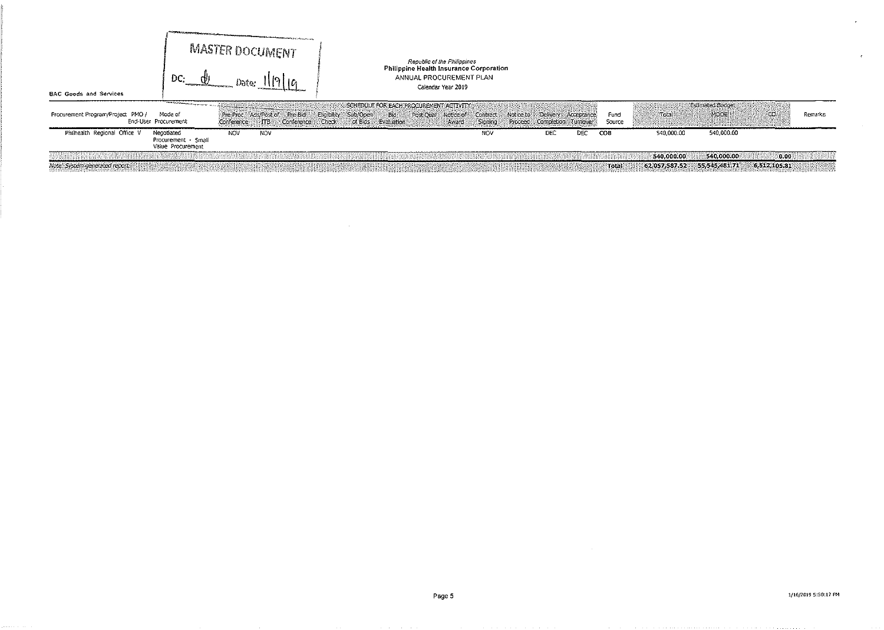BAC Goods and Services

MASTER DOCUMENT

DC: ___ Date: 1/19/19

*Republic of the Philippines*
**Philippine Health Insurance Corporation**
ANNUAL PROCUREMENT PLAN
Calendar Year 2019

| Procurement Program/Project | PMO / End-User | Mode of Procurement | SCHEDULE FOR EACH PROCUREMENT ACTIVITY | | | | | | | | | | | | | Fund Source | Estimated Budget | | | Remarks |
|---|---|---|---|---|---|---|---|---|---|---|---|---|---|---|---|---|---|---|---|---|
| | | | Pre-Proc Conference | Ads/Post of ITB | Pre-Bid Conference | Eligibility Check | Sub/Open of Bids | Bid Evaluation | Post Qual | Notice of Award | Contract Signing | Notice to Proceed | Delivery Completion | Acceptance Turnover | | | Total | MOOE | CO | |
| Philhealth Regional Office V | | Negotiated Procurement - Small Value Procurement | NOV | NOV | | | | | | | NOV | | DEC | DEC | | COB | 540,000.00 | 540,000.00 | | |
| | | | | | | | | | | | | | | | | | 540,000.00 | 540,000.00 | 0.00 | |
| *Note: System-generated report.* | | | | | | | | | | | | | | | | Total | 62,057,587.52 | 55,545,481.71 | 6,512,105.81 | |

1/16/2019 5:50:17 PM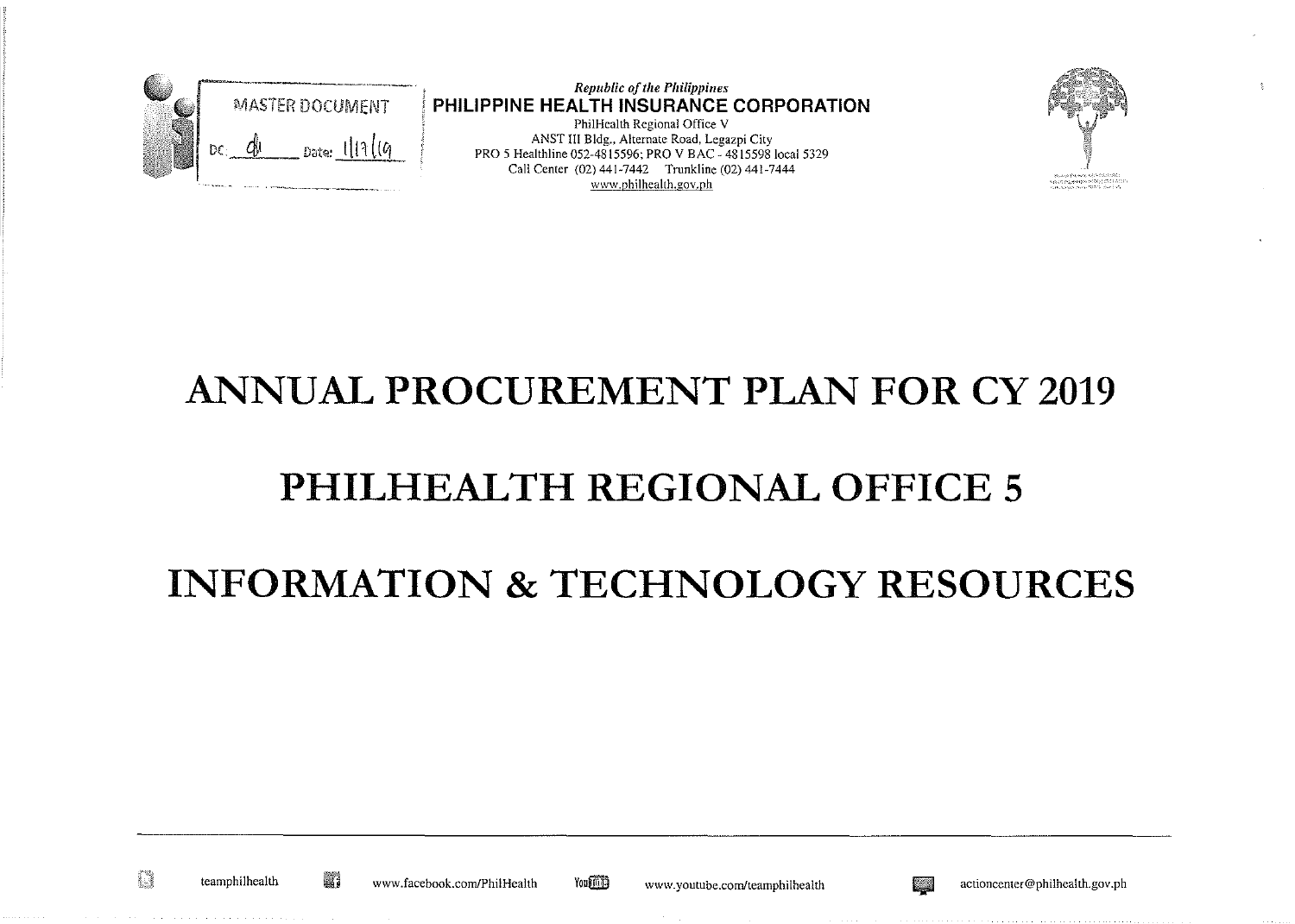MASTER DOCUMENT

DC: ___ Date: ___

*Republic of the Philippines*

**PHILIPPINE HEALTH INSURANCE CORPORATION**

PhilHealth Regional Office V
ANST III Bldg., Alternate Road, Legazpi City
PRO 5 Healthline 052-4815596; PRO V BAC - 4815598 local 5329
Call Center (02) 441-7442 Trunkline (02) 441-7444
www.philhealth.gov.ph

# ANNUAL PROCUREMENT PLAN FOR CY 2019

# PHILHEALTH REGIONAL OFFICE 5

# INFORMATION & TECHNOLOGY RESOURCES

teamphilhealth www.facebook.com/PhilHealth www.youtube.com/teamphilhealth actioncenter@philhealth.gov.ph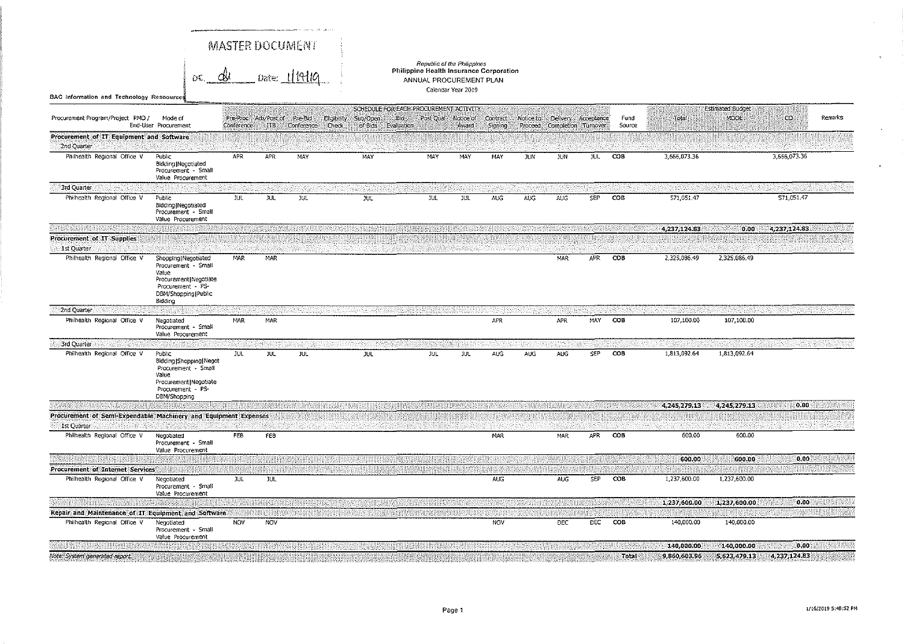MASTER DOCUMENT

DC. __ Date: 1/19/19

Republic of the Philippines
**Philippine Health Insurance Corporation**
ANNUAL PROCUREMENT PLAN
Calendar Year 2019

**BAC Information and Technology Resources**

| Procurement Program/Project PMO / End-User | Mode of Procurement | SCHEDULE FOR EACH PROCUREMENT ACTIVITY | | | | | | | | | | | | Fund Source | Estimated Budget | | | Remarks |
|---|---|---|---|---|---|---|---|---|---|---|---|---|---|---|---|---|---|---|
| | | Pre-Proc Conference | Ads/Post of ITB | Pre-Bid Conference | Eligibility Check | Sub/Open of Bids | Bid Evaluation | Post Qual | Notice of Award | Contract Signing | Notice to Proceed | Delivery Completion | Acceptance Turnover | | Total | MOOE | CO | |
| **Procurement of IT Equipment and Software** | | | | | | | | | | | | | | | | | | |
| 2nd Quarter | | | | | | | | | | | | | | | | | | |
| Philhealth Regional Office V | Public Bidding\|Negotiated Procurement - Small Value Procurement | APR | APR | MAY | | MAY | | MAY | MAY | MAY | JUN | JUN | JUL | COB | 3,666,073.36 | | 3,666,073.36 | |
| 3rd Quarter | | | | | | | | | | | | | | | | | | |
| Philhealth Regional Office V | Public Bidding\|Negotiated Procurement - Small Value Procurement | JUL | JUL | JUL | | JUL | | JUL | JUL | AUG | AUG | AUG | SEP | COB | 571,051.47 | | 571,051.47 | |
| | | | | | | | | | | | | | | | **4,237,124.83** | **0.00** | **4,237,124.83** | |
| **Procurement of IT Supplies** | | | | | | | | | | | | | | | | | | |
| 1st Quarter | | | | | | | | | | | | | | | | | | |
| Philhealth Regional Office V | Shopping\|Negotiated Procurement - Small Value Procurement\|Negotiate Procurement - PS-DBM/Shopping\|Public Bidding | MAR | MAR | | | | | | | | | MAR | APR | COB | 2,325,086.49 | 2,325,086.49 | | |
| 2nd Quarter | | | | | | | | | | | | | | | | | | |
| Philhealth Regional Office V | Negotiated Procurement - Small Value Procurement | MAR | MAR | | | | | | | APR | | APR | MAY | COB | 107,100.00 | 107,100.00 | | |
| 3rd Quarter | | | | | | | | | | | | | | | | | | |
| Philhealth Regional Office V | Public Bidding\|Shopping\|Negot Procurement - Small Value Procurement\|Negotiate Procurement - PS-DBM/Shopping | JUL | JUL | JUL | | JUL | | JUL | JUL | AUG | AUG | AUG | SEP | COB | 1,813,092.64 | 1,813,092.64 | | |
| | | | | | | | | | | | | | | | **4,245,279.13** | **4,245,279.13** | **0.00** | |
| **Procurement of Semi-Expendable Machinery and Equipment Expenses** | | | | | | | | | | | | | | | | | | |
| 1st Quarter | | | | | | | | | | | | | | | | | | |
| Philhealth Regional Office V | Negotiated Procurement - Small Value Procurement | FEB | FEB | | | | | | | MAR | | MAR | APR | COB | 600.00 | 600.00 | | |
| | | | | | | | | | | | | | | | **600.00** | **600.00** | **0.00** | |
| **Procurement of Internet Services** | | | | | | | | | | | | | | | | | | |
| Philhealth Regional Office V | Negotiated Procurement - Small Value Procurement | JUL | JUL | | | | | | | AUG | | AUG | SEP | COB | 1,237,600.00 | 1,237,600.00 | | |
| | | | | | | | | | | | | | | | **1,237,600.00** | **1,237,600.00** | **0.00** | |
| **Repair and Maintenance of IT Equipment and Software** | | | | | | | | | | | | | | | | | | |
| Philhealth Regional Office V | Negotiated Procurement - Small Value Procurement | NOV | NOV | | | | | | | NOV | | DEC | DEC | COB | 140,000.00 | 140,000.00 | | |
| | | | | | | | | | | | | | | | **140,000.00** | **140,000.00** | **0.00** | |
| *Note: System generated report.* | | | | | | | | | | | | | | **Total** | **9,860,603.96** | **5,623,479.13** | **4,237,124.83** | |

1/16/2019 5:48:52 PM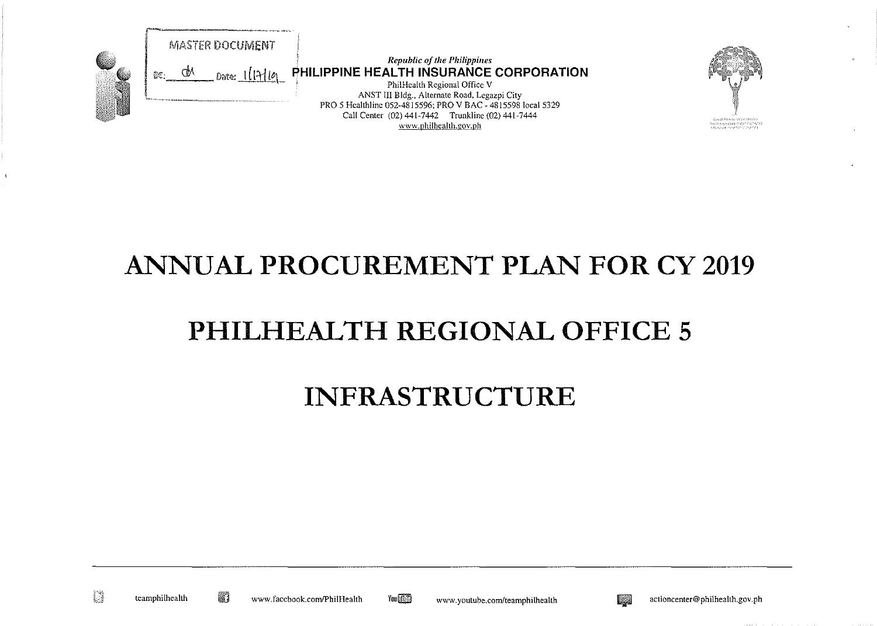MASTER DOCUMENT

DC: dM Date: 1/17/19

*Republic of the Philippines*

**PHILIPPINE HEALTH INSURANCE CORPORATION**

PhilHealth Regional Office V
ANST III Bldg., Alternate Road, Legazpi City
PRO 5 Healthline 052-4815596; PRO V BAC - 4815598 local 5329
Call Center (02) 441-7442 Trunkline (02) 441-7444
www.philhealth.gov.ph

# ANNUAL PROCUREMENT PLAN FOR CY 2019

# PHILHEALTH REGIONAL OFFICE 5

# INFRASTRUCTURE

teamphilhealth www.facebook.com/PhilHealth www.youtube.com/teamphilhealth actioncenter@philhealth.gov.ph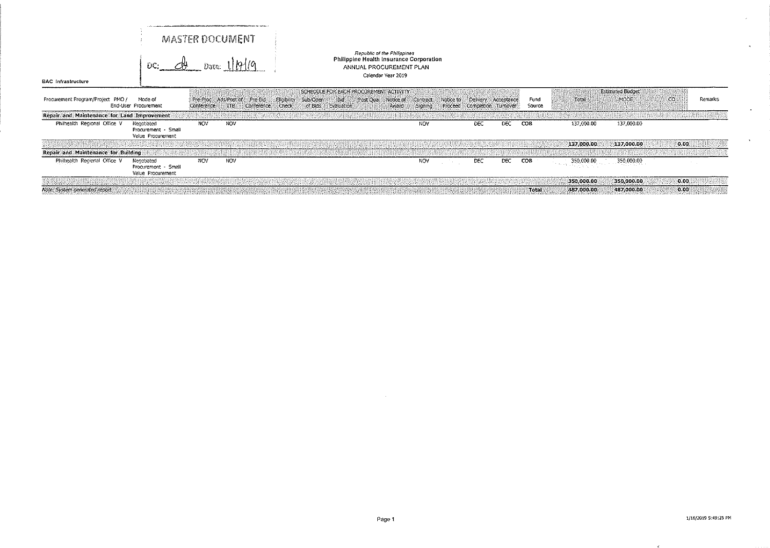MASTER DOCUMENT

DC: [signature] Date: 1/17/19

*Republic of the Philippines*

**Philippine Health Insurance Corporation**

ANNUAL PROCUREMENT PLAN

Calendar Year 2019

**BAC Infrastructure**

| Procurement Program/Project | PMO / End-User | Mode of Procurement | SCHEDULE FOR EACH PROCUREMENT ACTIVITY | | | | | | | | | | | | Fund Source | Estimated Budget | | | Remarks |
|---|---|---|---|---|---|---|---|---|---|---|---|---|---|---|---|---|---|---|---|
| | | | Pre-Proc Conference | Ads/Post of ITB | Pre-Bid Conference | Eligibility Check | Sub/Open of Bids | Bid Evaluation | Post Qual | Notice of Award | Contract Signing | Notice to Proceed | Delivery Completion | Acceptance Turnover | | Total | MOOE | CO | |
| **Repair and Maintenance for Land Improvement** | | | | | | | | | | | | | | | | | | | |
| Philhealth Regional Office V | | Negotiated Procurement - Small Value Procurement | NOV | NOV | | | | | | | NOV | | DEC | DEC | COB | 137,000.00 | 137,000.00 | | |
| | | | | | | | | | | | | | | | | **137,000.00** | **137,000.00** | **0.00** | |
| **Repair and Maintenance for Building** | | | | | | | | | | | | | | | | | | | |
| Philhealth Regional Office V | | Negotiated Procurement - Small Value Procurement | NOV | NOV | | | | | | | NOV | | DEC | DEC | COB | 350,000.00 | 350,000.00 | | |
| | | | | | | | | | | | | | | | | **350,000.00** | **350,000.00** | **0.00** | |
| *Note: System generated report.* | | | | | | | | | | | | | | | **Total** | **487,000.00** | **487,000.00** | **0.00** | |

1/16/2019 5:49:25 PM